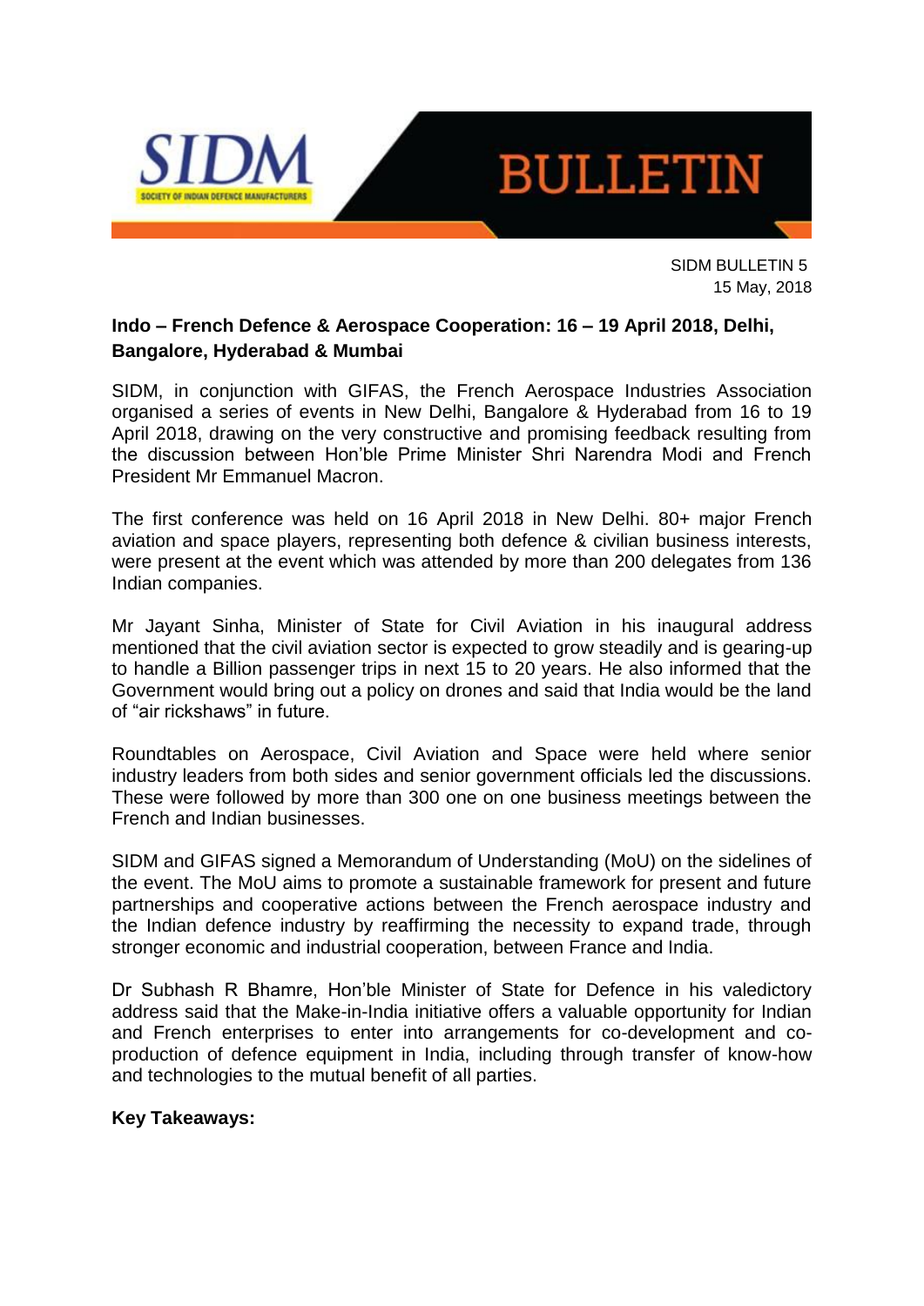SIDM BULLETIN 5
15 May, 2018

## Indo – French Defence & Aerospace Cooperation: 16 – 19 April 2018, Delhi, Bangalore, Hyderabad & Mumbai

SIDM, in conjunction with GIFAS, the French Aerospace Industries Association organised a series of events in New Delhi, Bangalore & Hyderabad from 16 to 19 April 2018, drawing on the very constructive and promising feedback resulting from the discussion between Hon'ble Prime Minister Shri Narendra Modi and French President Mr Emmanuel Macron.

The first conference was held on 16 April 2018 in New Delhi. 80+ major French aviation and space players, representing both defence & civilian business interests, were present at the event which was attended by more than 200 delegates from 136 Indian companies.

Mr Jayant Sinha, Minister of State for Civil Aviation in his inaugural address mentioned that the civil aviation sector is expected to grow steadily and is gearing-up to handle a Billion passenger trips in next 15 to 20 years. He also informed that the Government would bring out a policy on drones and said that India would be the land of "air rickshaws" in future.

Roundtables on Aerospace, Civil Aviation and Space were held where senior industry leaders from both sides and senior government officials led the discussions. These were followed by more than 300 one on one business meetings between the French and Indian businesses.

SIDM and GIFAS signed a Memorandum of Understanding (MoU) on the sidelines of the event. The MoU aims to promote a sustainable framework for present and future partnerships and cooperative actions between the French aerospace industry and the Indian defence industry by reaffirming the necessity to expand trade, through stronger economic and industrial cooperation, between France and India.

Dr Subhash R Bhamre, Hon'ble Minister of State for Defence in his valedictory address said that the Make-in-India initiative offers a valuable opportunity for Indian and French enterprises to enter into arrangements for co-development and co-production of defence equipment in India, including through transfer of know-how and technologies to the mutual benefit of all parties.

**Key Takeaways:**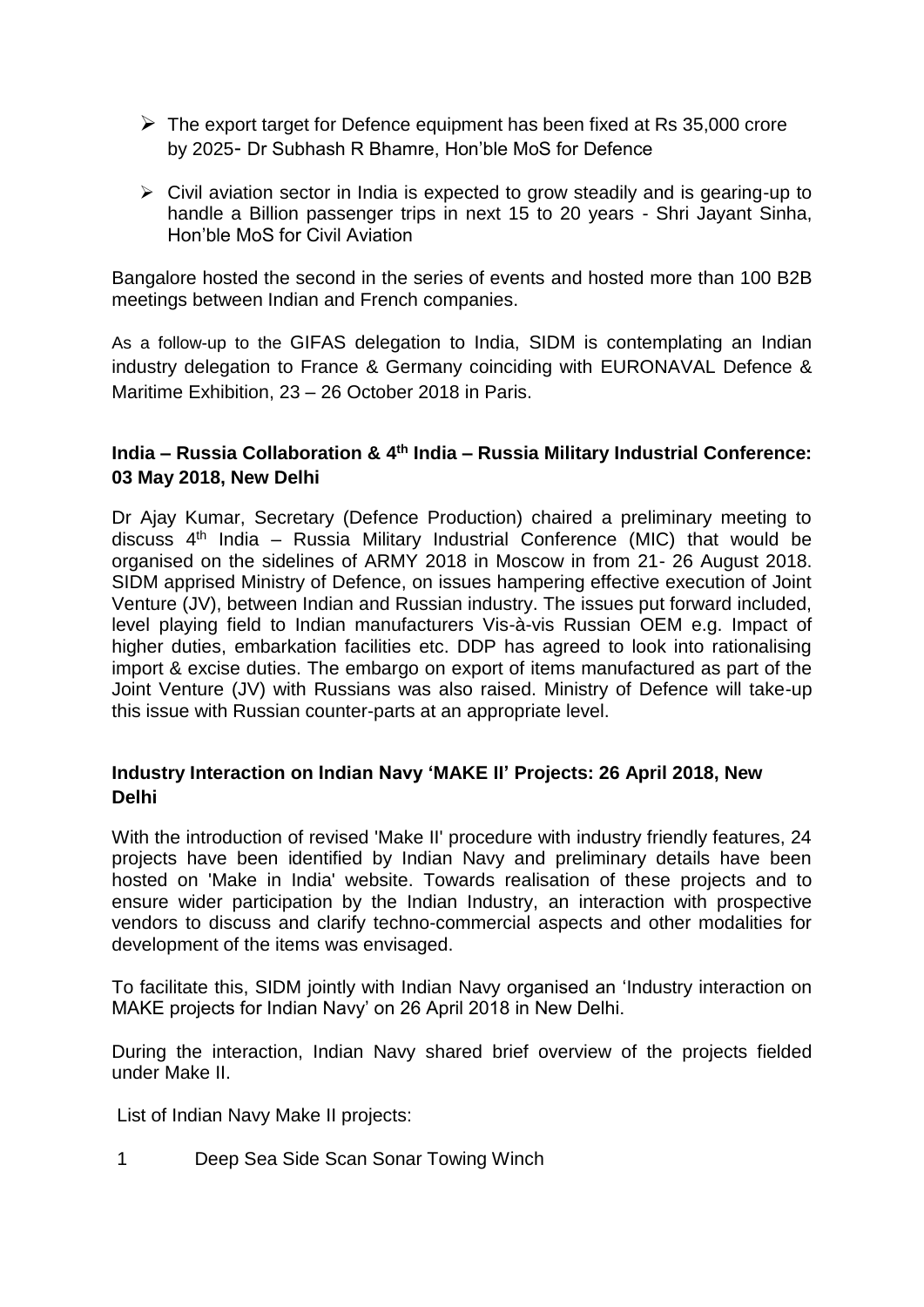- The export target for Defence equipment has been fixed at Rs 35,000 crore by 2025- Dr Subhash R Bhamre, Hon'ble MoS for Defence
- Civil aviation sector in India is expected to grow steadily and is gearing-up to handle a Billion passenger trips in next 15 to 20 years - Shri Jayant Sinha, Hon'ble MoS for Civil Aviation

Bangalore hosted the second in the series of events and hosted more than 100 B2B meetings between Indian and French companies.

As a follow-up to the GIFAS delegation to India, SIDM is contemplating an Indian industry delegation to France & Germany coinciding with EURONAVAL Defence & Maritime Exhibition, 23 – 26 October 2018 in Paris.

### India – Russia Collaboration & 4th India – Russia Military Industrial Conference: 03 May 2018, New Delhi

Dr Ajay Kumar, Secretary (Defence Production) chaired a preliminary meeting to discuss 4th India – Russia Military Industrial Conference (MIC) that would be organised on the sidelines of ARMY 2018 in Moscow in from 21- 26 August 2018. SIDM apprised Ministry of Defence, on issues hampering effective execution of Joint Venture (JV), between Indian and Russian industry. The issues put forward included, level playing field to Indian manufacturers Vis-à-vis Russian OEM e.g. Impact of higher duties, embarkation facilities etc. DDP has agreed to look into rationalising import & excise duties. The embargo on export of items manufactured as part of the Joint Venture (JV) with Russians was also raised. Ministry of Defence will take-up this issue with Russian counter-parts at an appropriate level.

### Industry Interaction on Indian Navy 'MAKE II' Projects: 26 April 2018, New Delhi

With the introduction of revised 'Make II' procedure with industry friendly features, 24 projects have been identified by Indian Navy and preliminary details have been hosted on 'Make in India' website. Towards realisation of these projects and to ensure wider participation by the Indian Industry, an interaction with prospective vendors to discuss and clarify techno-commercial aspects and other modalities for development of the items was envisaged.

To facilitate this, SIDM jointly with Indian Navy organised an 'Industry interaction on MAKE projects for Indian Navy' on 26 April 2018 in New Delhi.

During the interaction, Indian Navy shared brief overview of the projects fielded under Make II.

List of Indian Navy Make II projects:

1 Deep Sea Side Scan Sonar Towing Winch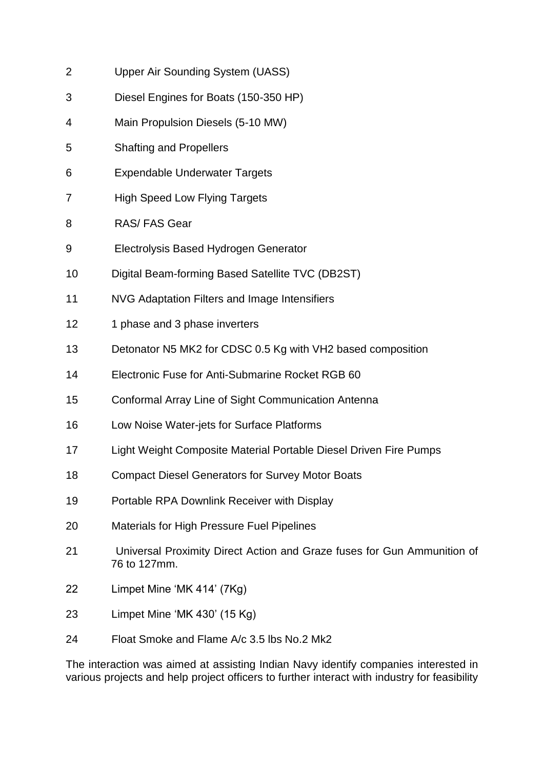2 Upper Air Sounding System (UASS)

3 Diesel Engines for Boats (150-350 HP)

4 Main Propulsion Diesels (5-10 MW)

5 Shafting and Propellers

6 Expendable Underwater Targets

7 High Speed Low Flying Targets

8 RAS/ FAS Gear

9 Electrolysis Based Hydrogen Generator

10 Digital Beam-forming Based Satellite TVC (DB2ST)

11 NVG Adaptation Filters and Image Intensifiers

12 1 phase and 3 phase inverters

13 Detonator N5 MK2 for CDSC 0.5 Kg with VH2 based composition

14 Electronic Fuse for Anti-Submarine Rocket RGB 60

15 Conformal Array Line of Sight Communication Antenna

16 Low Noise Water-jets for Surface Platforms

17 Light Weight Composite Material Portable Diesel Driven Fire Pumps

18 Compact Diesel Generators for Survey Motor Boats

19 Portable RPA Downlink Receiver with Display

20 Materials for High Pressure Fuel Pipelines

21 Universal Proximity Direct Action and Graze fuses for Gun Ammunition of 76 to 127mm.

22 Limpet Mine 'MK 414' (7Kg)

23 Limpet Mine 'MK 430' (15 Kg)

24 Float Smoke and Flame A/c 3.5 lbs No.2 Mk2

The interaction was aimed at assisting Indian Navy identify companies interested in various projects and help project officers to further interact with industry for feasibility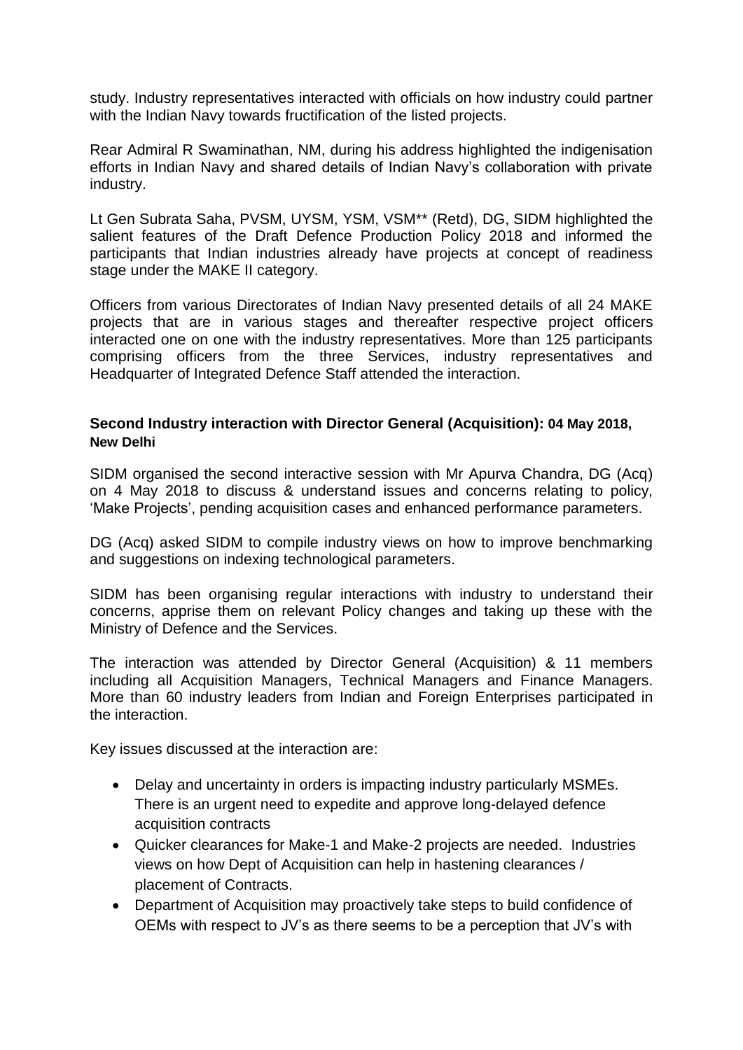study. Industry representatives interacted with officials on how industry could partner with the Indian Navy towards fructification of the listed projects.

Rear Admiral R Swaminathan, NM, during his address highlighted the indigenisation efforts in Indian Navy and shared details of Indian Navy's collaboration with private industry.

Lt Gen Subrata Saha, PVSM, UYSM, YSM, VSM** (Retd), DG, SIDM highlighted the salient features of the Draft Defence Production Policy 2018 and informed the participants that Indian industries already have projects at concept of readiness stage under the MAKE II category.

Officers from various Directorates of Indian Navy presented details of all 24 MAKE projects that are in various stages and thereafter respective project officers interacted one on one with the industry representatives. More than 125 participants comprising officers from the three Services, industry representatives and Headquarter of Integrated Defence Staff attended the interaction.

**Second Industry interaction with Director General (Acquisition): 04 May 2018, New Delhi**

SIDM organised the second interactive session with Mr Apurva Chandra, DG (Acq) on 4 May 2018 to discuss & understand issues and concerns relating to policy, 'Make Projects', pending acquisition cases and enhanced performance parameters.

DG (Acq) asked SIDM to compile industry views on how to improve benchmarking and suggestions on indexing technological parameters.

SIDM has been organising regular interactions with industry to understand their concerns, apprise them on relevant Policy changes and taking up these with the Ministry of Defence and the Services.

The interaction was attended by Director General (Acquisition) & 11 members including all Acquisition Managers, Technical Managers and Finance Managers. More than 60 industry leaders from Indian and Foreign Enterprises participated in the interaction.

Key issues discussed at the interaction are:

- Delay and uncertainty in orders is impacting industry particularly MSMEs. There is an urgent need to expedite and approve long-delayed defence acquisition contracts
- Quicker clearances for Make-1 and Make-2 projects are needed. Industries views on how Dept of Acquisition can help in hastening clearances / placement of Contracts.
- Department of Acquisition may proactively take steps to build confidence of OEMs with respect to JV's as there seems to be a perception that JV's with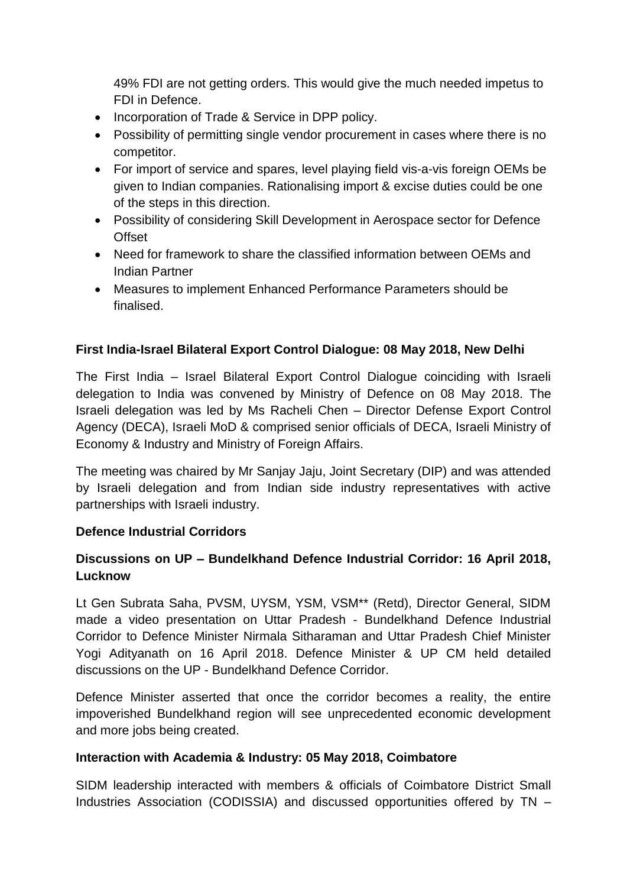49% FDI are not getting orders. This would give the much needed impetus to FDI in Defence.

- Incorporation of Trade & Service in DPP policy.
- Possibility of permitting single vendor procurement in cases where there is no competitor.
- For import of service and spares, level playing field vis-a-vis foreign OEMs be given to Indian companies. Rationalising import & excise duties could be one of the steps in this direction.
- Possibility of considering Skill Development in Aerospace sector for Defence Offset
- Need for framework to share the classified information between OEMs and Indian Partner
- Measures to implement Enhanced Performance Parameters should be finalised.

**First India-Israel Bilateral Export Control Dialogue: 08 May 2018, New Delhi**

The First India – Israel Bilateral Export Control Dialogue coinciding with Israeli delegation to India was convened by Ministry of Defence on 08 May 2018. The Israeli delegation was led by Ms Racheli Chen – Director Defense Export Control Agency (DECA), Israeli MoD & comprised senior officials of DECA, Israeli Ministry of Economy & Industry and Ministry of Foreign Affairs.

The meeting was chaired by Mr Sanjay Jaju, Joint Secretary (DIP) and was attended by Israeli delegation and from Indian side industry representatives with active partnerships with Israeli industry.

**Defence Industrial Corridors**

**Discussions on UP – Bundelkhand Defence Industrial Corridor: 16 April 2018, Lucknow**

Lt Gen Subrata Saha, PVSM, UYSM, YSM, VSM** (Retd), Director General, SIDM made a video presentation on Uttar Pradesh - Bundelkhand Defence Industrial Corridor to Defence Minister Nirmala Sitharaman and Uttar Pradesh Chief Minister Yogi Adityanath on 16 April 2018. Defence Minister & UP CM held detailed discussions on the UP - Bundelkhand Defence Corridor.

Defence Minister asserted that once the corridor becomes a reality, the entire impoverished Bundelkhand region will see unprecedented economic development and more jobs being created.

**Interaction with Academia & Industry: 05 May 2018, Coimbatore**

SIDM leadership interacted with members & officials of Coimbatore District Small Industries Association (CODISSIA) and discussed opportunities offered by TN –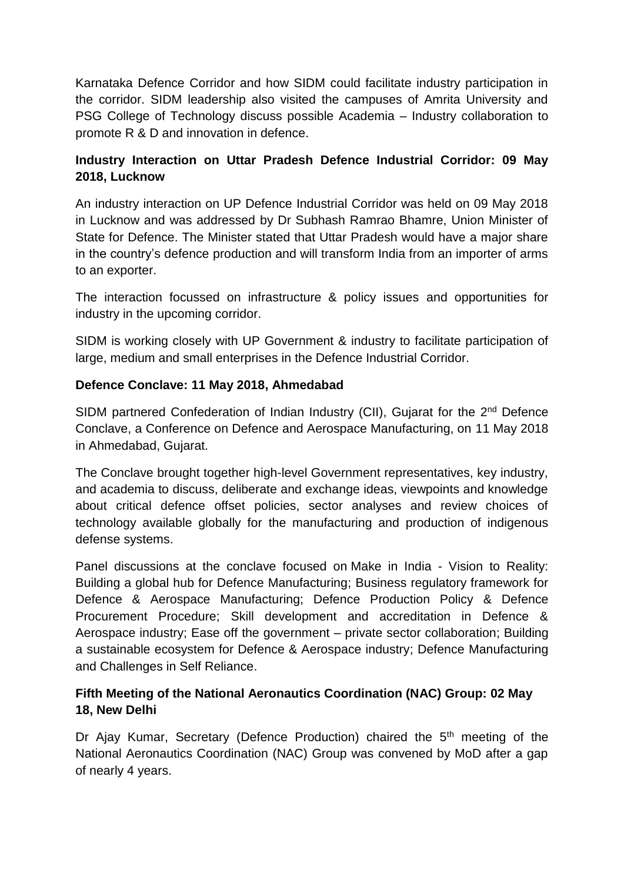Karnataka Defence Corridor and how SIDM could facilitate industry participation in the corridor. SIDM leadership also visited the campuses of Amrita University and PSG College of Technology discuss possible Academia – Industry collaboration to promote R & D and innovation in defence.

**Industry Interaction on Uttar Pradesh Defence Industrial Corridor: 09 May 2018, Lucknow**

An industry interaction on UP Defence Industrial Corridor was held on 09 May 2018 in Lucknow and was addressed by Dr Subhash Ramrao Bhamre, Union Minister of State for Defence. The Minister stated that Uttar Pradesh would have a major share in the country's defence production and will transform India from an importer of arms to an exporter.

The interaction focussed on infrastructure & policy issues and opportunities for industry in the upcoming corridor.

SIDM is working closely with UP Government & industry to facilitate participation of large, medium and small enterprises in the Defence Industrial Corridor.

**Defence Conclave: 11 May 2018, Ahmedabad**

SIDM partnered Confederation of Indian Industry (CII), Gujarat for the 2nd Defence Conclave, a Conference on Defence and Aerospace Manufacturing, on 11 May 2018 in Ahmedabad, Gujarat.

The Conclave brought together high-level Government representatives, key industry, and academia to discuss, deliberate and exchange ideas, viewpoints and knowledge about critical defence offset policies, sector analyses and review choices of technology available globally for the manufacturing and production of indigenous defense systems.

Panel discussions at the conclave focused on Make in India - Vision to Reality: Building a global hub for Defence Manufacturing; Business regulatory framework for Defence & Aerospace Manufacturing; Defence Production Policy & Defence Procurement Procedure; Skill development and accreditation in Defence & Aerospace industry; Ease off the government – private sector collaboration; Building a sustainable ecosystem for Defence & Aerospace industry; Defence Manufacturing and Challenges in Self Reliance.

**Fifth Meeting of the National Aeronautics Coordination (NAC) Group: 02 May 18, New Delhi**

Dr Ajay Kumar, Secretary (Defence Production) chaired the 5th meeting of the National Aeronautics Coordination (NAC) Group was convened by MoD after a gap of nearly 4 years.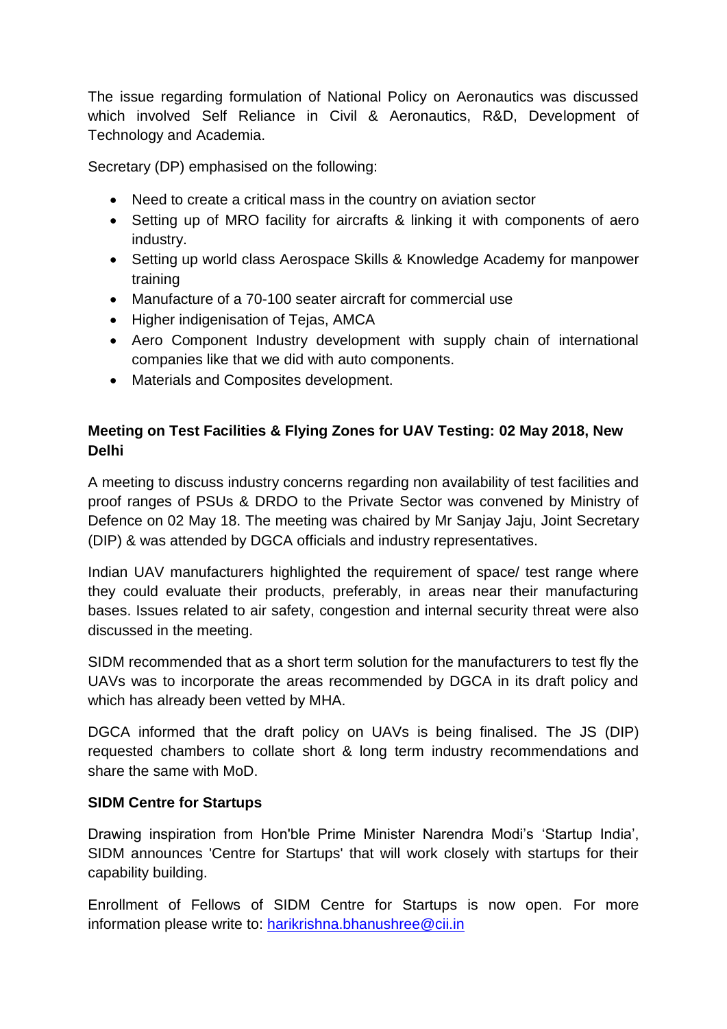The issue regarding formulation of National Policy on Aeronautics was discussed which involved Self Reliance in Civil & Aeronautics, R&D, Development of Technology and Academia.

Secretary (DP) emphasised on the following:

- Need to create a critical mass in the country on aviation sector
- Setting up of MRO facility for aircrafts & linking it with components of aero industry.
- Setting up world class Aerospace Skills & Knowledge Academy for manpower training
- Manufacture of a 70-100 seater aircraft for commercial use
- Higher indigenisation of Tejas, AMCA
- Aero Component Industry development with supply chain of international companies like that we did with auto components.
- Materials and Composites development.

**Meeting on Test Facilities & Flying Zones for UAV Testing: 02 May 2018, New Delhi**

A meeting to discuss industry concerns regarding non availability of test facilities and proof ranges of PSUs & DRDO to the Private Sector was convened by Ministry of Defence on 02 May 18. The meeting was chaired by Mr Sanjay Jaju, Joint Secretary (DIP) & was attended by DGCA officials and industry representatives.

Indian UAV manufacturers highlighted the requirement of space/ test range where they could evaluate their products, preferably, in areas near their manufacturing bases. Issues related to air safety, congestion and internal security threat were also discussed in the meeting.

SIDM recommended that as a short term solution for the manufacturers to test fly the UAVs was to incorporate the areas recommended by DGCA in its draft policy and which has already been vetted by MHA.

DGCA informed that the draft policy on UAVs is being finalised. The JS (DIP) requested chambers to collate short & long term industry recommendations and share the same with MoD.

**SIDM Centre for Startups**

Drawing inspiration from Hon'ble Prime Minister Narendra Modi's 'Startup India', SIDM announces 'Centre for Startups' that will work closely with startups for their capability building.

Enrollment of Fellows of SIDM Centre for Startups is now open. For more information please write to: harikrishna.bhanushree@cii.in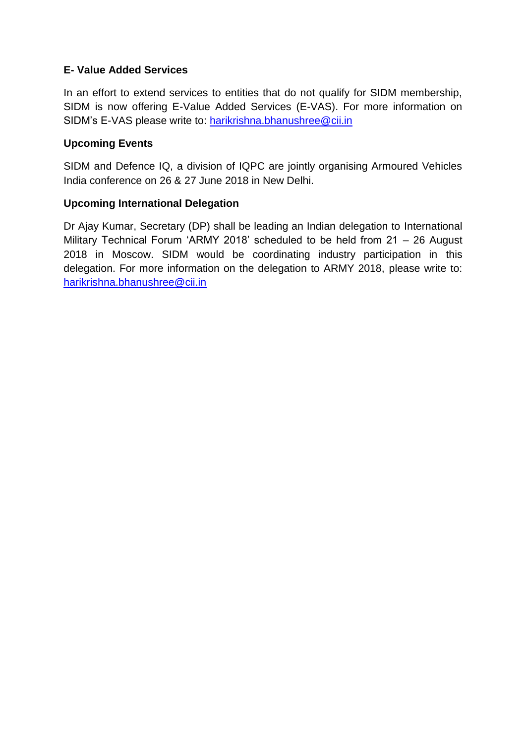**E- Value Added Services**

In an effort to extend services to entities that do not qualify for SIDM membership, SIDM is now offering E-Value Added Services (E-VAS). For more information on SIDM's E-VAS please write to: harikrishna.bhanushree@cii.in

**Upcoming Events**

SIDM and Defence IQ, a division of IQPC are jointly organising Armoured Vehicles India conference on 26 & 27 June 2018 in New Delhi.

**Upcoming International Delegation**

Dr Ajay Kumar, Secretary (DP) shall be leading an Indian delegation to International Military Technical Forum 'ARMY 2018' scheduled to be held from 21 – 26 August 2018 in Moscow. SIDM would be coordinating industry participation in this delegation. For more information on the delegation to ARMY 2018, please write to: harikrishna.bhanushree@cii.in